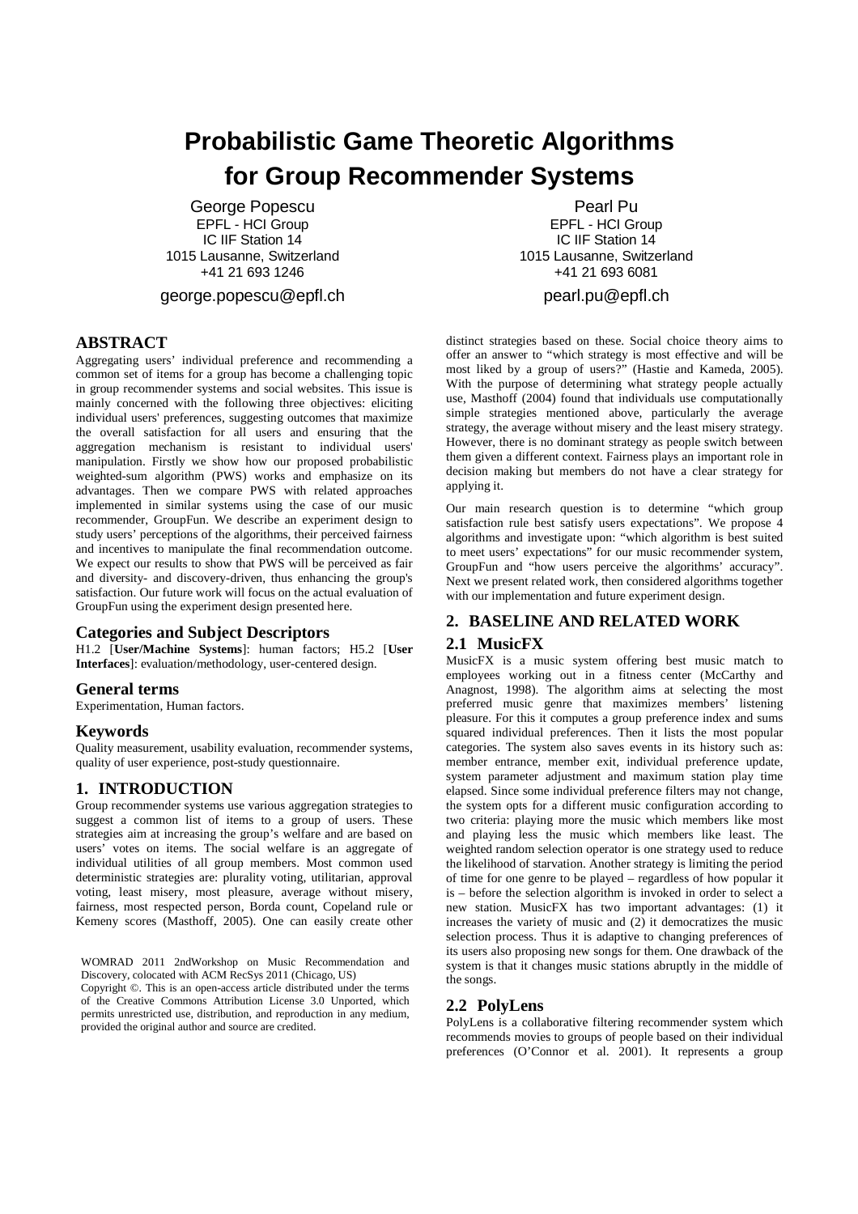# Probabilistic Game Theoretic Algorithms for Group Recommender Systems

George Popescu
EPFL - HCI Group
IC IIF Station 14
1015 Lausanne, Switzerland
+41 21 693 1246
george.popescu@epfl.ch

Pearl Pu
EPFL - HCI Group
IC IIF Station 14
1015 Lausanne, Switzerland
+41 21 693 6081
pearl.pu@epfl.ch

## ABSTRACT

Aggregating users' individual preference and recommending a common set of items for a group has become a challenging topic in group recommender systems and social websites. This issue is mainly concerned with the following three objectives: eliciting individual users' preferences, suggesting outcomes that maximize the overall satisfaction for all users and ensuring that the aggregation mechanism is resistant to individual users' manipulation. Firstly we show how our proposed probabilistic weighted-sum algorithm (PWS) works and emphasize on its advantages. Then we compare PWS with related approaches implemented in similar systems using the case of our music recommender, GroupFun. We describe an experiment design to study users' perceptions of the algorithms, their perceived fairness and incentives to manipulate the final recommendation outcome. We expect our results to show that PWS will be perceived as fair and diversity- and discovery-driven, thus enhancing the group's satisfaction. Our future work will focus on the actual evaluation of GroupFun using the experiment design presented here.

### Categories and Subject Descriptors

H1.2 [**User/Machine Systems**]: human factors; H5.2 [**User Interfaces**]: evaluation/methodology, user-centered design.

### General terms

Experimentation, Human factors.

### Keywords

Quality measurement, usability evaluation, recommender systems, quality of user experience, post-study questionnaire.

## 1. INTRODUCTION

Group recommender systems use various aggregation strategies to suggest a common list of items to a group of users. These strategies aim at increasing the group's welfare and are based on users' votes on items. The social welfare is an aggregate of individual utilities of all group members. Most common used deterministic strategies are: plurality voting, utilitarian, approval voting, least misery, most pleasure, average without misery, fairness, most respected person, Borda count, Copeland rule or Kemeny scores (Masthoff, 2005). One can easily create other distinct strategies based on these. Social choice theory aims to offer an answer to "which strategy is most effective and will be most liked by a group of users?" (Hastie and Kameda, 2005). With the purpose of determining what strategy people actually use, Masthoff (2004) found that individuals use computationally simple strategies mentioned above, particularly the average strategy, the average without misery and the least misery strategy. However, there is no dominant strategy as people switch between them given a different context. Fairness plays an important role in decision making but members do not have a clear strategy for applying it.

Our main research question is to determine "which group satisfaction rule best satisfy users expectations". We propose 4 algorithms and investigate upon: "which algorithm is best suited to meet users' expectations" for our music recommender system, GroupFun and "how users perceive the algorithms' accuracy". Next we present related work, then considered algorithms together with our implementation and future experiment design.

WOMRAD 2011 2ndWorkshop on Music Recommendation and Discovery, colocated with ACM RecSys 2011 (Chicago, US)

Copyright ©. This is an open-access article distributed under the terms of the Creative Commons Attribution License 3.0 Unported, which permits unrestricted use, distribution, and reproduction in any medium, provided the original author and source are credited.

## 2. BASELINE AND RELATED WORK

### 2.1 MusicFX

MusicFX is a music system offering best music match to employees working out in a fitness center (McCarthy and Anagnost, 1998). The algorithm aims at selecting the most preferred music genre that maximizes members' listening pleasure. For this it computes a group preference index and sums squared individual preferences. Then it lists the most popular categories. The system also saves events in its history such as: member entrance, member exit, individual preference update, system parameter adjustment and maximum station play time elapsed. Since some individual preference filters may not change, the system opts for a different music configuration according to two criteria: playing more the music which members like most and playing less the music which members like least. The weighted random selection operator is one strategy used to reduce the likelihood of starvation. Another strategy is limiting the period of time for one genre to be played – regardless of how popular it is – before the selection algorithm is invoked in order to select a new station. MusicFX has two important advantages: (1) it increases the variety of music and (2) it democratizes the music selection process. Thus it is adaptive to changing preferences of its users also proposing new songs for them. One drawback of the system is that it changes music stations abruptly in the middle of the songs.

### 2.2 PolyLens

PolyLens is a collaborative filtering recommender system which recommends movies to groups of people based on their individual preferences (O'Connor et al. 2001). It represents a group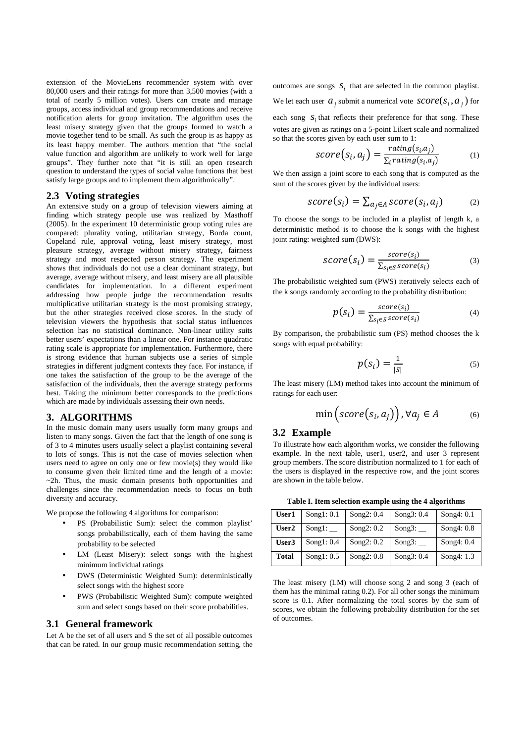extension of the MovieLens recommender system with over 80,000 users and their ratings for more than 3,500 movies (with a total of nearly 5 million votes). Users can create and manage groups, access individual and group recommendations and receive notification alerts for group invitation. The algorithm uses the least misery strategy given that the groups formed to watch a movie together tend to be small. As such the group is as happy as its least happy member. The authors mention that "the social value function and algorithm are unlikely to work well for large groups". They further note that "it is still an open research question to understand the types of social value functions that best satisfy large groups and to implement them algorithmically".

## 2.3 Voting strategies

An extensive study on a group of television viewers aiming at finding which strategy people use was realized by Masthoff (2005). In the experiment 10 deterministic group voting rules are compared: plurality voting, utilitarian strategy, Borda count, Copeland rule, approval voting, least misery strategy, most pleasure strategy, average without misery strategy, fairness strategy and most respected person strategy. The experiment shows that individuals do not use a clear dominant strategy, but average, average without misery, and least misery are all plausible candidates for implementation. In a different experiment addressing how people judge the recommendation results multiplicative utilitarian strategy is the most promising strategy, but the other strategies received close scores. In the study of television viewers the hypothesis that social status influences selection has no statistical dominance. Non-linear utility suits better users' expectations than a linear one. For instance quadratic rating scale is appropriate for implementation. Furthermore, there is strong evidence that human subjects use a series of simple strategies in different judgment contexts they face. For instance, if one takes the satisfaction of the group to be the average of the satisfaction of the individuals, then the average strategy performs best. Taking the minimum better corresponds to the predictions which are made by individuals assessing their own needs.

# 3. ALGORITHMS

In the music domain many users usually form many groups and listen to many songs. Given the fact that the length of one song is of 3 to 4 minutes users usually select a playlist containing several to lots of songs. This is not the case of movies selection when users need to agree on only one or few movie(s) they would like to consume given their limited time and the length of a movie: ~2h. Thus, the music domain presents both opportunities and challenges since the recommendation needs to focus on both diversity and accuracy.

We propose the following 4 algorithms for comparison:

- PS (Probabilistic Sum): select the common playlist' songs probabilistically, each of them having the same probability to be selected
- LM (Least Misery): select songs with the highest minimum individual ratings
- DWS (Deterministic Weighted Sum): deterministically select songs with the highest score
- PWS (Probabilistic Weighted Sum): compute weighted sum and select songs based on their score probabilities.

## 3.1 General framework

Let A be the set of all users and S the set of all possible outcomes that can be rated. In our group music recommendation setting, the outcomes are songs $s_i$ that are selected in the common playlist. We let each user $a_j$ submit a numerical vote $score(s_i, a_j)$ for each song $s_i$ that reflects their preference for that song. These votes are given as ratings on a 5-point Likert scale and normalized so that the scores given by each user sum to 1:

$$score(s_i, a_j) = \frac{rating(s_i, a_j)}{\sum_i rating(s_i, a_j)} \quad (1)$$

We then assign a joint score to each song that is computed as the sum of the scores given by the individual users:

$$score(s_i) = \sum_{a_j \in A} score(s_i, a_j) \quad (2)$$

To choose the songs to be included in a playlist of length k, a deterministic method is to choose the k songs with the highest joint rating: weighted sum (DWS):

$$score(s_i) = \frac{score(s_i)}{\sum_{s_i \in S} score(s_i)} \quad (3)$$

The probabilistic weighted sum (PWS) iteratively selects each of the k songs randomly according to the probability distribution:

$$p(s_i) = \frac{score(s_i)}{\sum_{s_i \in S} score(s_i)} \quad (4)$$

By comparison, the probabilistic sum (PS) method chooses the k songs with equal probability:

$$p(s_i) = \frac{1}{|S|} \quad (5)$$

The least misery (LM) method takes into account the minimum of ratings for each user:

$$\min\left(score(s_i, a_j)\right), \forall a_j \in A \quad (6)$$

## 3.2 Example

To illustrate how each algorithm works, we consider the following example. In the next table, user1, user2, and user 3 represent group members. The score distribution normalized to 1 for each of the users is displayed in the respective row, and the joint scores are shown in the table below.

**Table I. Item selection example using the 4 algorithms**

| **User1** | Song1: 0.1 | Song2: 0.4 | Song3: 0.4 | Song4: 0.1 |
|---|---|---|---|---|
| **User2** | Song1: __ | Song2: 0.2 | Song3: __ | Song4: 0.8 |
| **User3** | Song1: 0.4 | Song2: 0.2 | Song3: __ | Song4: 0.4 |
| **Total** | Song1: 0.5 | Song2: 0.8 | Song3: 0.4 | Song4: 1.3 |

The least misery (LM) will choose song 2 and song 3 (each of them has the minimal rating 0.2). For all other songs the minimum score is 0.1. After normalizing the total scores by the sum of scores, we obtain the following probability distribution for the set of outcomes.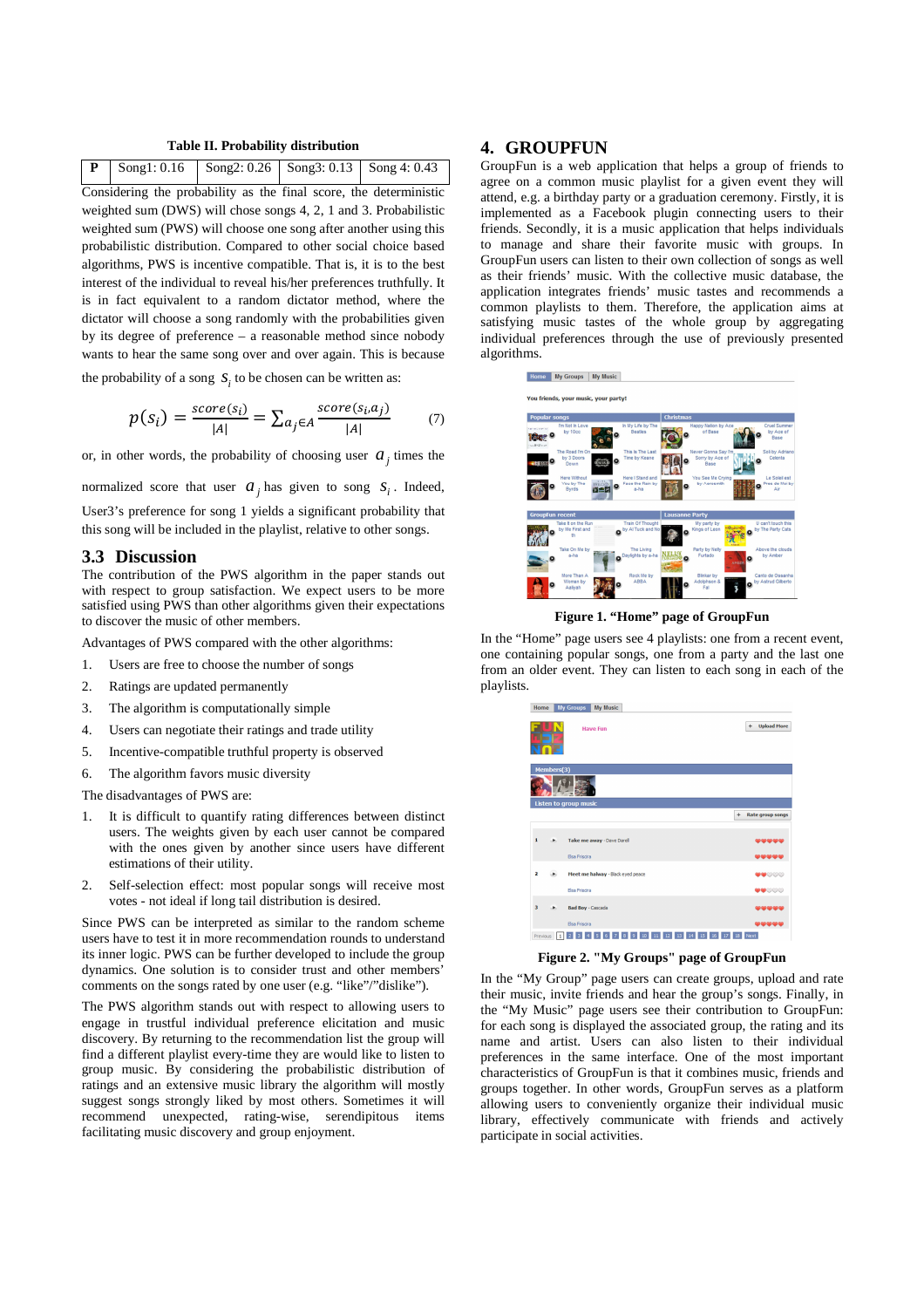**Table II. Probability distribution**

| P | Song1: 0.16 | Song2: 0.26 | Song3: 0.13 | Song 4: 0.43 |
|---|---|---|---|---|

Considering the probability as the final score, the deterministic weighted sum (DWS) will chose songs 4, 2, 1 and 3. Probabilistic weighted sum (PWS) will choose one song after another using this probabilistic distribution. Compared to other social choice based algorithms, PWS is incentive compatible. That is, it is to the best interest of the individual to reveal his/her preferences truthfully. It is in fact equivalent to a random dictator method, where the dictator will choose a song randomly with the probabilities given by its degree of preference – a reasonable method since nobody wants to hear the same song over and over again. This is because the probability of a song $s_i$ to be chosen can be written as:

$$p(s_i) = \frac{score(s_i)}{|A|} = \sum_{a_j \in A} \frac{score(s_i, a_j)}{|A|} \qquad (7)$$

or, in other words, the probability of choosing user $a_j$ times the normalized score that user $a_j$ has given to song $s_i$. Indeed, User3's preference for song 1 yields a significant probability that this song will be included in the playlist, relative to other songs.

## 3.3 Discussion

The contribution of the PWS algorithm in the paper stands out with respect to group satisfaction. We expect users to be more satisfied using PWS than other algorithms given their expectations to discover the music of other members.

Advantages of PWS compared with the other algorithms:

1. Users are free to choose the number of songs
2. Ratings are updated permanently
3. The algorithm is computationally simple
4. Users can negotiate their ratings and trade utility
5. Incentive-compatible truthful property is observed
6. The algorithm favors music diversity

The disadvantages of PWS are:

1. It is difficult to quantify rating differences between distinct users. The weights given by each user cannot be compared with the ones given by another since users have different estimations of their utility.
2. Self-selection effect: most popular songs will receive most votes - not ideal if long tail distribution is desired.

Since PWS can be interpreted as similar to the random scheme users have to test it in more recommendation rounds to understand its inner logic. PWS can be further developed to include the group dynamics. One solution is to consider trust and other members' comments on the songs rated by one user (e.g. "like"/"dislike").

The PWS algorithm stands out with respect to allowing users to engage in trustful individual preference elicitation and music discovery. By returning to the recommendation list the group will find a different playlist every-time they are would like to listen to group music. By considering the probabilistic distribution of ratings and an extensive music library the algorithm will mostly suggest songs strongly liked by most others. Sometimes it will recommend unexpected, rating-wise, serendipitous items facilitating music discovery and group enjoyment.

## 4. GROUPFUN

GroupFun is a web application that helps a group of friends to agree on a common music playlist for a given event they will attend, e.g. a birthday party or a graduation ceremony. Firstly, it is implemented as a Facebook plugin connecting users to their friends. Secondly, it is a music application that helps individuals to manage and share their favorite music with groups. In GroupFun users can listen to their own collection of songs as well as their friends' music. With the collective music database, the application integrates friends' music tastes and recommends a common playlists to them. Therefore, the application aims at satisfying music tastes of the whole group by aggregating individual preferences through the use of previously presented algorithms.

**Figure 1. "Home" page of GroupFun**

In the "Home" page users see 4 playlists: one from a recent event, one containing popular songs, one from a party and the last one from an older event. They can listen to each song in each of the playlists.

**Figure 2. "My Groups" page of GroupFun**

In the "My Group" page users can create groups, upload and rate their music, invite friends and hear the group's songs. Finally, in the "My Music" page users see their contribution to GroupFun: for each song is displayed the associated group, the rating and its name and artist. Users can also listen to their individual preferences in the same interface. One of the most important characteristics of GroupFun is that it combines music, friends and groups together. In other words, GroupFun serves as a platform allowing users to conveniently organize their individual music library, effectively communicate with friends and actively participate in social activities.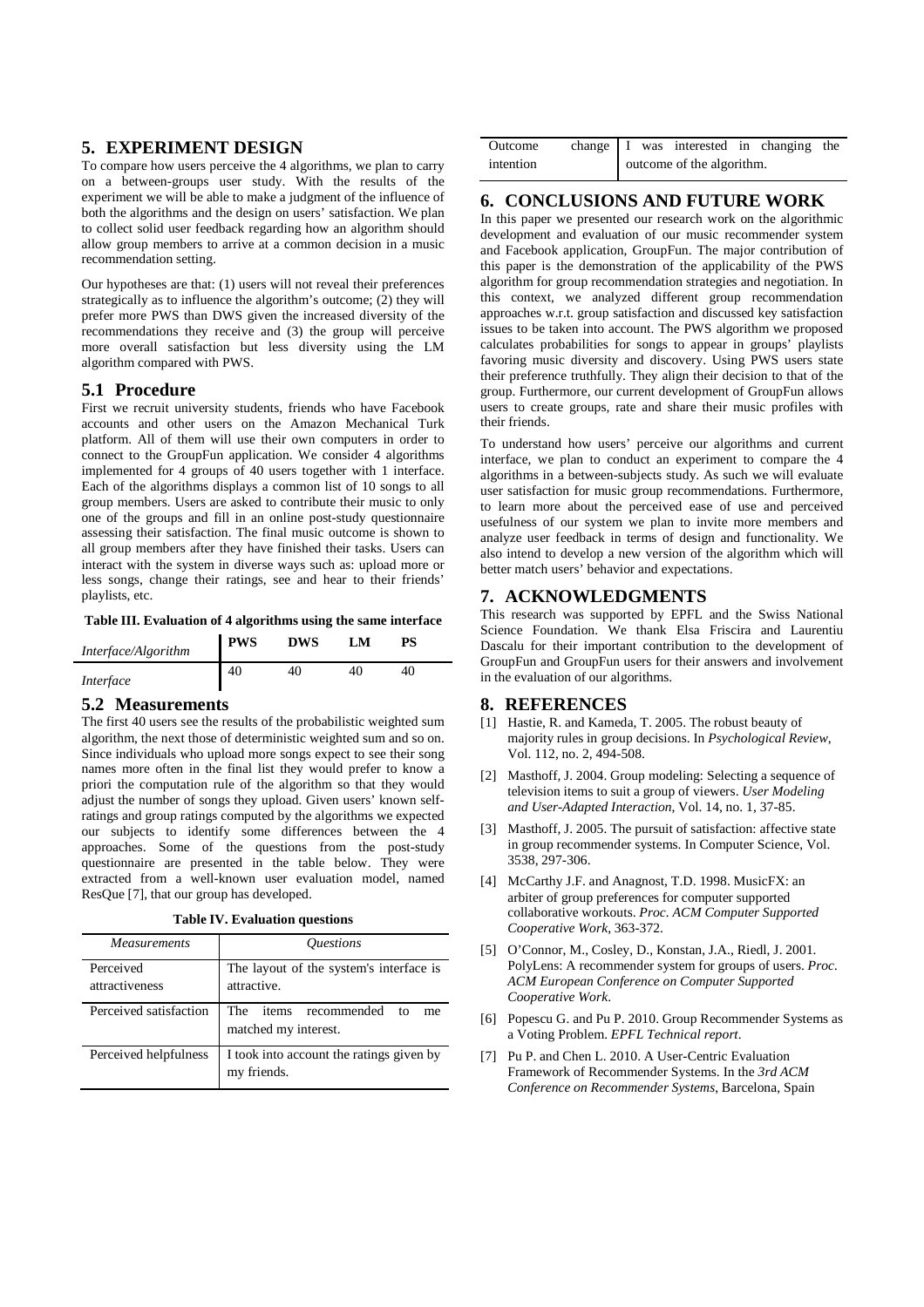## 5. EXPERIMENT DESIGN

To compare how users perceive the 4 algorithms, we plan to carry on a between-groups user study. With the results of the experiment we will be able to make a judgment of the influence of both the algorithms and the design on users' satisfaction. We plan to collect solid user feedback regarding how an algorithm should allow group members to arrive at a common decision in a music recommendation setting.

Our hypotheses are that: (1) users will not reveal their preferences strategically as to influence the algorithm's outcome; (2) they will prefer more PWS than DWS given the increased diversity of the recommendations they receive and (3) the group will perceive more overall satisfaction but less diversity using the LM algorithm compared with PWS.

### 5.1 Procedure

First we recruit university students, friends who have Facebook accounts and other users on the Amazon Mechanical Turk platform. All of them will use their own computers in order to connect to the GroupFun application. We consider 4 algorithms implemented for 4 groups of 40 users together with 1 interface. Each of the algorithms displays a common list of 10 songs to all group members. Users are asked to contribute their music to only one of the groups and fill in an online post-study questionnaire assessing their satisfaction. The final music outcome is shown to all group members after they have finished their tasks. Users can interact with the system in diverse ways such as: upload more or less songs, change their ratings, see and hear to their friends' playlists, etc.

**Table III. Evaluation of 4 algorithms using the same interface**

| *Interface/Algorithm* | **PWS** | **DWS** | **LM** | **PS** |
|---|---|---|---|---|
| *Interface* | 40 | 40 | 40 | 40 |

### 5.2 Measurements

The first 40 users see the results of the probabilistic weighted sum algorithm, the next those of deterministic weighted sum and so on. Since individuals who upload more songs expect to see their song names more often in the final list they would prefer to know a priori the computation rule of the algorithm so that they would adjust the number of songs they upload. Given users' known self-ratings and group ratings computed by the algorithms we expected our subjects to identify some differences between the 4 approaches. Some of the questions from the post-study questionnaire are presented in the table below. They were extracted from a well-known user evaluation model, named ResQue [7], that our group has developed.

**Table IV. Evaluation questions**

| *Measurements* | *Questions* |
|---|---|
| Perceived attractiveness | The layout of the system's interface is attractive. |
| Perceived satisfaction | The items recommended to me matched my interest. |
| Perceived helpfulness | I took into account the ratings given by my friends. |
| Outcome change intention | I was interested in changing the outcome of the algorithm. |

## 6. CONCLUSIONS AND FUTURE WORK

In this paper we presented our research work on the algorithmic development and evaluation of our music recommender system and Facebook application, GroupFun. The major contribution of this paper is the demonstration of the applicability of the PWS algorithm for group recommendation strategies and negotiation. In this context, we analyzed different group recommendation approaches w.r.t. group satisfaction and discussed key satisfaction issues to be taken into account. The PWS algorithm we proposed calculates probabilities for songs to appear in groups' playlists favoring music diversity and discovery. Using PWS users state their preference truthfully. They align their decision to that of the group. Furthermore, our current development of GroupFun allows users to create groups, rate and share their music profiles with their friends.

To understand how users' perceive our algorithms and current interface, we plan to conduct an experiment to compare the 4 algorithms in a between-subjects study. As such we will evaluate user satisfaction for music group recommendations. Furthermore, to learn more about the perceived ease of use and perceived usefulness of our system we plan to invite more members and analyze user feedback in terms of design and functionality. We also intend to develop a new version of the algorithm which will better match users' behavior and expectations.

## 7. ACKNOWLEDGMENTS

This research was supported by EPFL and the Swiss National Science Foundation. We thank Elsa Friscira and Laurentiu Dascalu for their important contribution to the development of GroupFun and GroupFun users for their answers and involvement in the evaluation of our algorithms.

## 8. REFERENCES

[1] Hastie, R. and Kameda, T. 2005. The robust beauty of majority rules in group decisions. In *Psychological Review*, Vol. 112, no. 2, 494-508.

[2] Masthoff, J. 2004. Group modeling: Selecting a sequence of television items to suit a group of viewers. *User Modeling and User-Adapted Interaction*, Vol. 14, no. 1, 37-85.

[3] Masthoff, J. 2005. The pursuit of satisfaction: affective state in group recommender systems. In Computer Science, Vol. 3538, 297-306.

[4] McCarthy J.F. and Anagnost, T.D. 1998. MusicFX: an arbiter of group preferences for computer supported collaborative workouts. *Proc. ACM Computer Supported Cooperative Work*, 363-372.

[5] O'Connor, M., Cosley, D., Konstan, J.A., Riedl, J. 2001. PolyLens: A recommender system for groups of users. *Proc. ACM European Conference on Computer Supported Cooperative Work*.

[6] Popescu G. and Pu P. 2010. Group Recommender Systems as a Voting Problem. *EPFL Technical report*.

[7] Pu P. and Chen L. 2010. A User-Centric Evaluation Framework of Recommender Systems. In the *3rd ACM Conference on Recommender Systems*, Barcelona, Spain